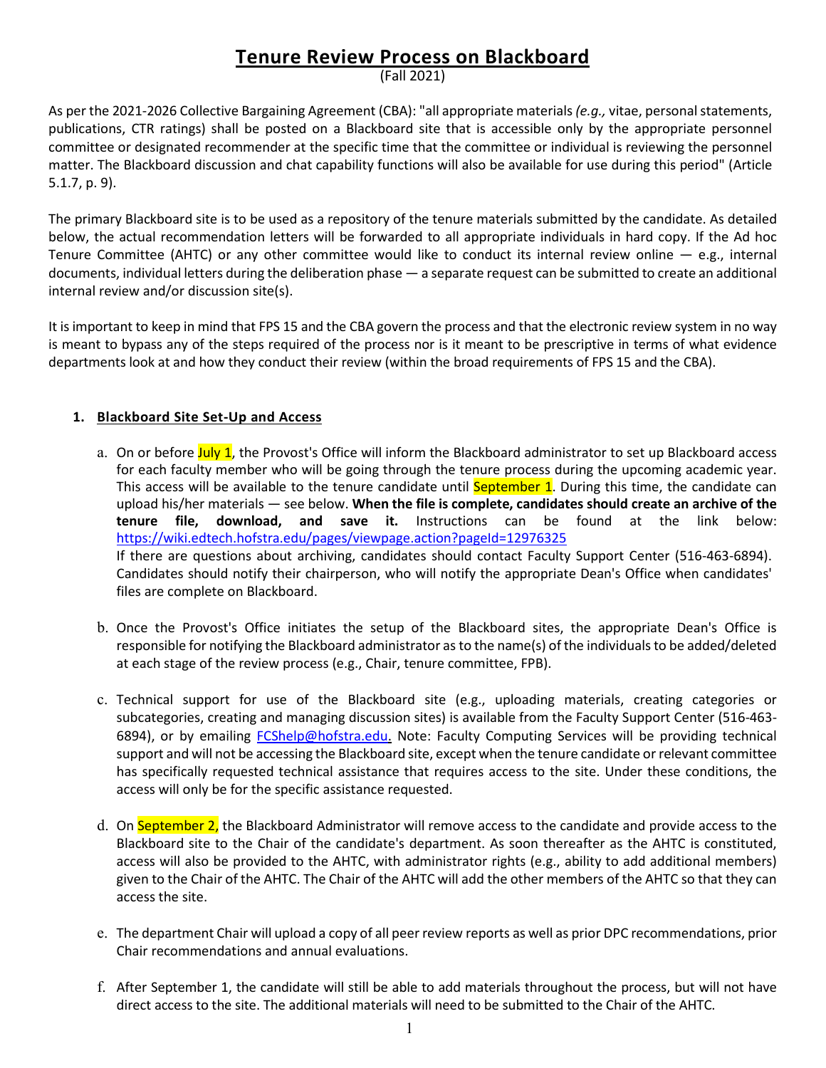# Tenure Review Process on Blackboard

(Fall 2021)

As per the 2021-2026 Collective Bargaining Agreement (CBA): "all appropriate materials *(e.g.,* vitae, personal statements, publications, CTR ratings) shall be posted on a Blackboard site that is accessible only by the appropriate personnel committee or designated recommender at the specific time that the committee or individual is reviewing the personnel matter. The Blackboard discussion and chat capability functions will also be available for use during this period" (Article 5.1.7, p. 9).

The primary Blackboard site is to be used as a repository of the tenure materials submitted by the candidate. As detailed below, the actual recommendation letters will be forwarded to all appropriate individuals in hard copy. If the Ad hoc Tenure Committee (AHTC) or any other committee would like to conduct its internal review online — e.g., internal documents, individual letters during the deliberation phase — a separate request can be submitted to create an additional internal review and/or discussion site(s).

It is important to keep in mind that FPS 15 and the CBA govern the process and that the electronic review system in no way is meant to bypass any of the steps required of the process nor is it meant to be prescriptive in terms of what evidence departments look at and how they conduct their review (within the broad requirements of FPS 15 and the CBA).

## 1. Blackboard Site Set-Up and Access

a. On or before July 1, the Provost's Office will inform the Blackboard administrator to set up Blackboard access for each faculty member who will be going through the tenure process during the upcoming academic year. This access will be available to the tenure candidate until September 1. During this time, the candidate can upload his/her materials — see below. **When the file is complete, candidates should create an archive of the tenure file, download, and save it.** Instructions can be found at the link below: https://wiki.edtech.hofstra.edu/pages/viewpage.action?pageId=12976325
If there are questions about archiving, candidates should contact Faculty Support Center (516-463-6894). Candidates should notify their chairperson, who will notify the appropriate Dean's Office when candidates' files are complete on Blackboard.

b. Once the Provost's Office initiates the setup of the Blackboard sites, the appropriate Dean's Office is responsible for notifying the Blackboard administrator as to the name(s) of the individuals to be added/deleted at each stage of the review process (e.g., Chair, tenure committee, FPB).

c. Technical support for use of the Blackboard site (e.g., uploading materials, creating categories or subcategories, creating and managing discussion sites) is available from the Faculty Support Center (516-463-6894), or by emailing FCShelp@hofstra.edu. Note: Faculty Computing Services will be providing technical support and will not be accessing the Blackboard site, except when the tenure candidate or relevant committee has specifically requested technical assistance that requires access to the site. Under these conditions, the access will only be for the specific assistance requested.

d. On September 2, the Blackboard Administrator will remove access to the candidate and provide access to the Blackboard site to the Chair of the candidate's department. As soon thereafter as the AHTC is constituted, access will also be provided to the AHTC, with administrator rights (e.g., ability to add additional members) given to the Chair of the AHTC. The Chair of the AHTC will add the other members of the AHTC so that they can access the site.

e. The department Chair will upload a copy of all peer review reports as well as prior DPC recommendations, prior Chair recommendations and annual evaluations.

f. After September 1, the candidate will still be able to add materials throughout the process, but will not have direct access to the site. The additional materials will need to be submitted to the Chair of the AHTC.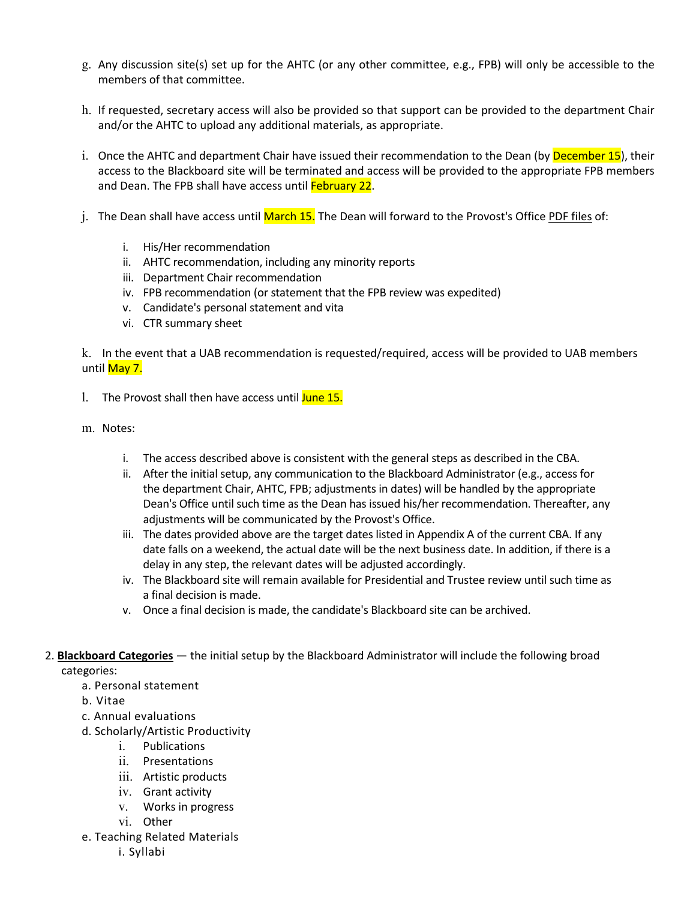g. Any discussion site(s) set up for the AHTC (or any other committee, e.g., FPB) will only be accessible to the members of that committee.

h. If requested, secretary access will also be provided so that support can be provided to the department Chair and/or the AHTC to upload any additional materials, as appropriate.

i. Once the AHTC and department Chair have issued their recommendation to the Dean (by December 15), their access to the Blackboard site will be terminated and access will be provided to the appropriate FPB members and Dean. The FPB shall have access until February 22.

j. The Dean shall have access until March 15. The Dean will forward to the Provost's Office PDF files of:

   i. His/Her recommendation
   ii. AHTC recommendation, including any minority reports
   iii. Department Chair recommendation
   iv. FPB recommendation (or statement that the FPB review was expedited)
   v. Candidate's personal statement and vita
   vi. CTR summary sheet

k. In the event that a UAB recommendation is requested/required, access will be provided to UAB members until May 7.

l. The Provost shall then have access until June 15.

m. Notes:

   i. The access described above is consistent with the general steps as described in the CBA.
   ii. After the initial setup, any communication to the Blackboard Administrator (e.g., access for the department Chair, AHTC, FPB; adjustments in dates) will be handled by the appropriate Dean's Office until such time as the Dean has issued his/her recommendation. Thereafter, any adjustments will be communicated by the Provost's Office.
   iii. The dates provided above are the target dates listed in Appendix A of the current CBA. If any date falls on a weekend, the actual date will be the next business date. In addition, if there is a delay in any step, the relevant dates will be adjusted accordingly.
   iv. The Blackboard site will remain available for Presidential and Trustee review until such time as a final decision is made.
   v. Once a final decision is made, the candidate's Blackboard site can be archived.

2. **Blackboard Categories** — the initial setup by the Blackboard Administrator will include the following broad categories:
   a. Personal statement
   b. Vitae
   c. Annual evaluations
   d. Scholarly/Artistic Productivity
      i. Publications
      ii. Presentations
      iii. Artistic products
      iv. Grant activity
      v. Works in progress
      vi. Other
   e. Teaching Related Materials
      i. Syllabi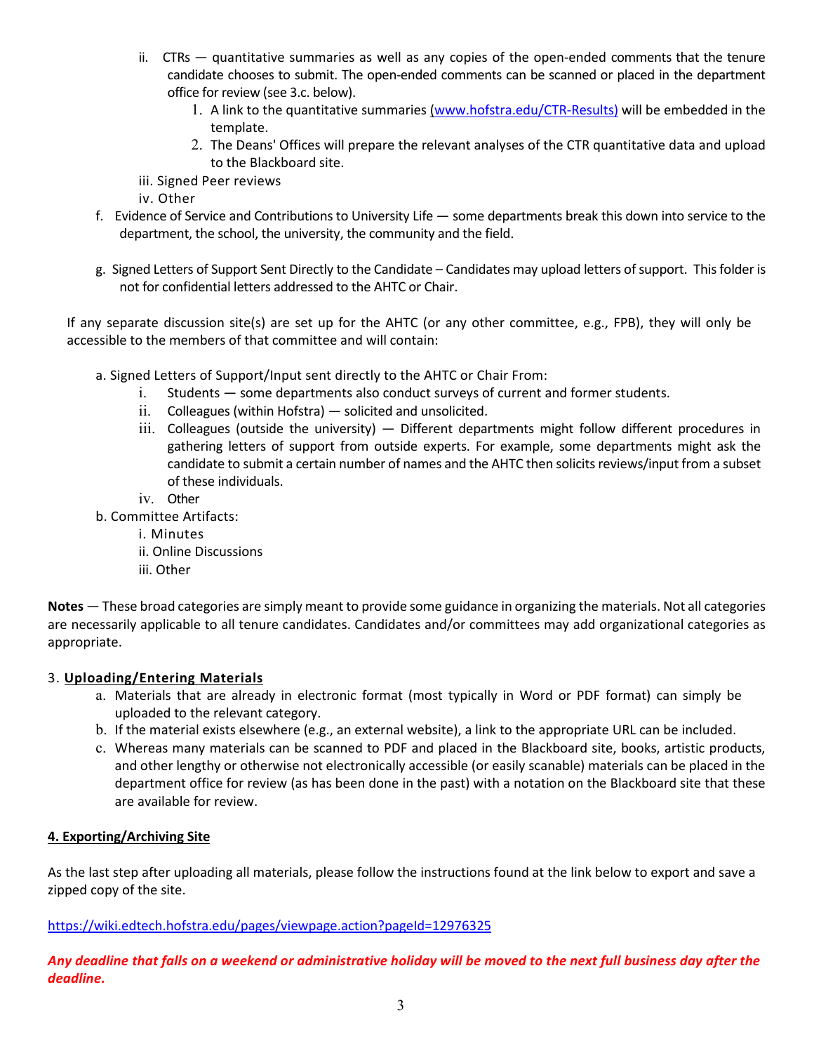ii. CTRs — quantitative summaries as well as any copies of the open-ended comments that the tenure candidate chooses to submit. The open-ended comments can be scanned or placed in the department office for review (see 3.c. below).
      1. A link to the quantitative summaries [(www.hofstra.edu/CTR-Results)](www.hofstra.edu/CTR-Results) will be embedded in the template.
      2. The Deans' Offices will prepare the relevant analyses of the CTR quantitative data and upload to the Blackboard site.
   iii. Signed Peer reviews
   iv. Other

f. Evidence of Service and Contributions to University Life — some departments break this down into service to the department, the school, the university, the community and the field.

g. Signed Letters of Support Sent Directly to the Candidate – Candidates may upload letters of support. This folder is not for confidential letters addressed to the AHTC or Chair.

If any separate discussion site(s) are set up for the AHTC (or any other committee, e.g., FPB), they will only be accessible to the members of that committee and will contain:

a. Signed Letters of Support/Input sent directly to the AHTC or Chair From:
   i. Students — some departments also conduct surveys of current and former students.
   ii. Colleagues (within Hofstra) — solicited and unsolicited.
   iii. Colleagues (outside the university) — Different departments might follow different procedures in gathering letters of support from outside experts. For example, some departments might ask the candidate to submit a certain number of names and the AHTC then solicits reviews/input from a subset of these individuals.
   iv. Other

b. Committee Artifacts:
   i. Minutes
   ii. Online Discussions
   iii. Other

**Notes** — These broad categories are simply meant to provide some guidance in organizing the materials. Not all categories are necessarily applicable to all tenure candidates. Candidates and/or committees may add organizational categories as appropriate.

3. **Uploading/Entering Materials**
   a. Materials that are already in electronic format (most typically in Word or PDF format) can simply be uploaded to the relevant category.
   b. If the material exists elsewhere (e.g., an external website), a link to the appropriate URL can be included.
   c. Whereas many materials can be scanned to PDF and placed in the Blackboard site, books, artistic products, and other lengthy or otherwise not electronically accessible (or easily scanable) materials can be placed in the department office for review (as has been done in the past) with a notation on the Blackboard site that these are available for review.

**4. Exporting/Archiving Site**

As the last step after uploading all materials, please follow the instructions found at the link below to export and save a zipped copy of the site.

https://wiki.edtech.hofstra.edu/pages/viewpage.action?pageId=12976325

***Any deadline that falls on a weekend or administrative holiday will be moved to the next full business day after the deadline.***